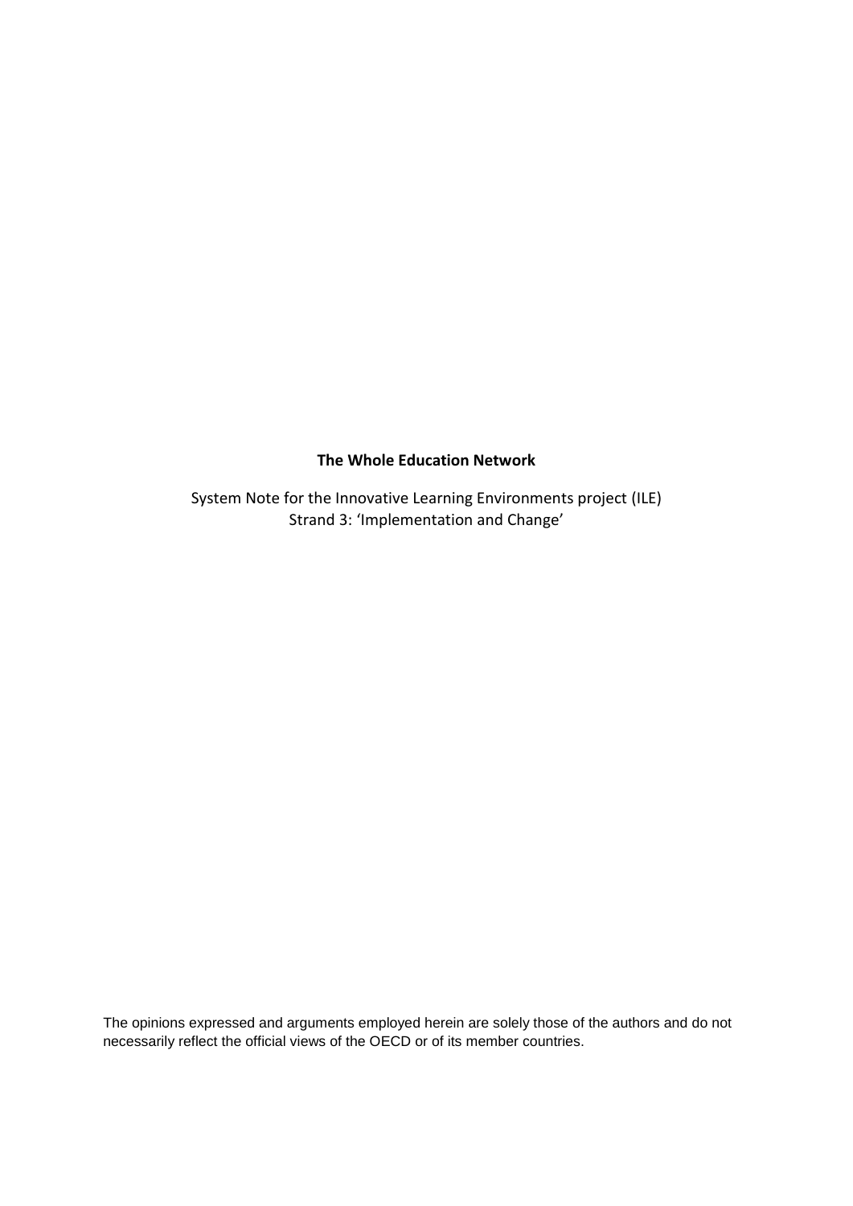**The Whole Education Network**

System Note for the Innovative Learning Environments project (ILE)
Strand 3: 'Implementation and Change'

The opinions expressed and arguments employed herein are solely those of the authors and do not necessarily reflect the official views of the OECD or of its member countries.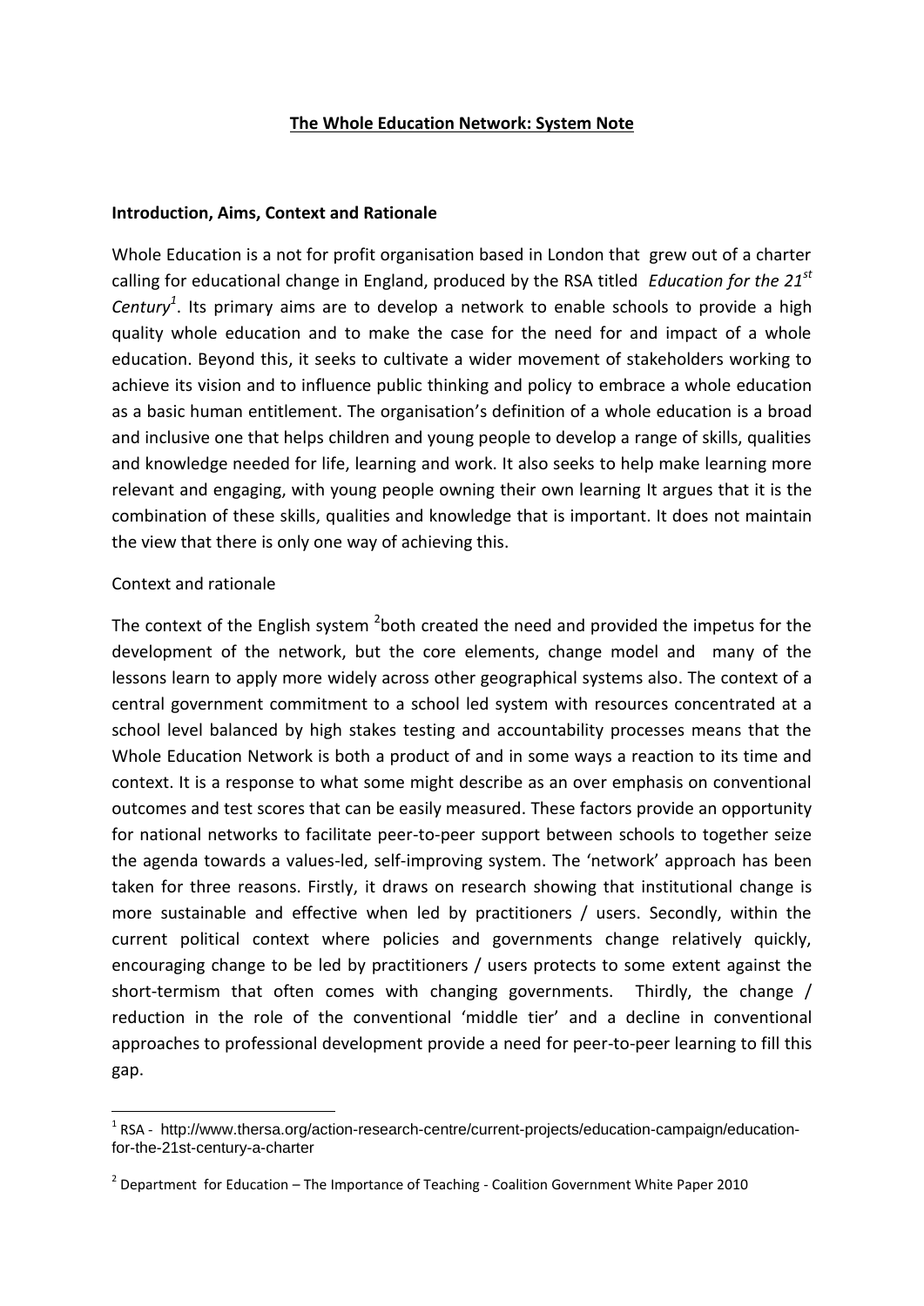**The Whole Education Network: System Note**

**Introduction, Aims, Context and Rationale**

Whole Education is a not for profit organisation based in London that grew out of a charter calling for educational change in England, produced by the RSA titled *Education for the 21st Century*[1]. Its primary aims are to develop a network to enable schools to provide a high quality whole education and to make the case for the need for and impact of a whole education. Beyond this, it seeks to cultivate a wider movement of stakeholders working to achieve its vision and to influence public thinking and policy to embrace a whole education as a basic human entitlement. The organisation's definition of a whole education is a broad and inclusive one that helps children and young people to develop a range of skills, qualities and knowledge needed for life, learning and work. It also seeks to help make learning more relevant and engaging, with young people owning their own learning It argues that it is the combination of these skills, qualities and knowledge that is important. It does not maintain the view that there is only one way of achieving this.

Context and rationale

The context of the English system [2]both created the need and provided the impetus for the development of the network, but the core elements, change model and many of the lessons learn to apply more widely across other geographical systems also. The context of a central government commitment to a school led system with resources concentrated at a school level balanced by high stakes testing and accountability processes means that the Whole Education Network is both a product of and in some ways a reaction to its time and context. It is a response to what some might describe as an over emphasis on conventional outcomes and test scores that can be easily measured. These factors provide an opportunity for national networks to facilitate peer-to-peer support between schools to together seize the agenda towards a values-led, self-improving system. The 'network' approach has been taken for three reasons. Firstly, it draws on research showing that institutional change is more sustainable and effective when led by practitioners / users. Secondly, within the current political context where policies and governments change relatively quickly, encouraging change to be led by practitioners / users protects to some extent against the short-termism that often comes with changing governments. Thirdly, the change / reduction in the role of the conventional 'middle tier' and a decline in conventional approaches to professional development provide a need for peer-to-peer learning to fill this gap.

[1] RSA - http://www.thersa.org/action-research-centre/current-projects/education-campaign/education-for-the-21st-century-a-charter

[2] Department for Education – The Importance of Teaching - Coalition Government White Paper 2010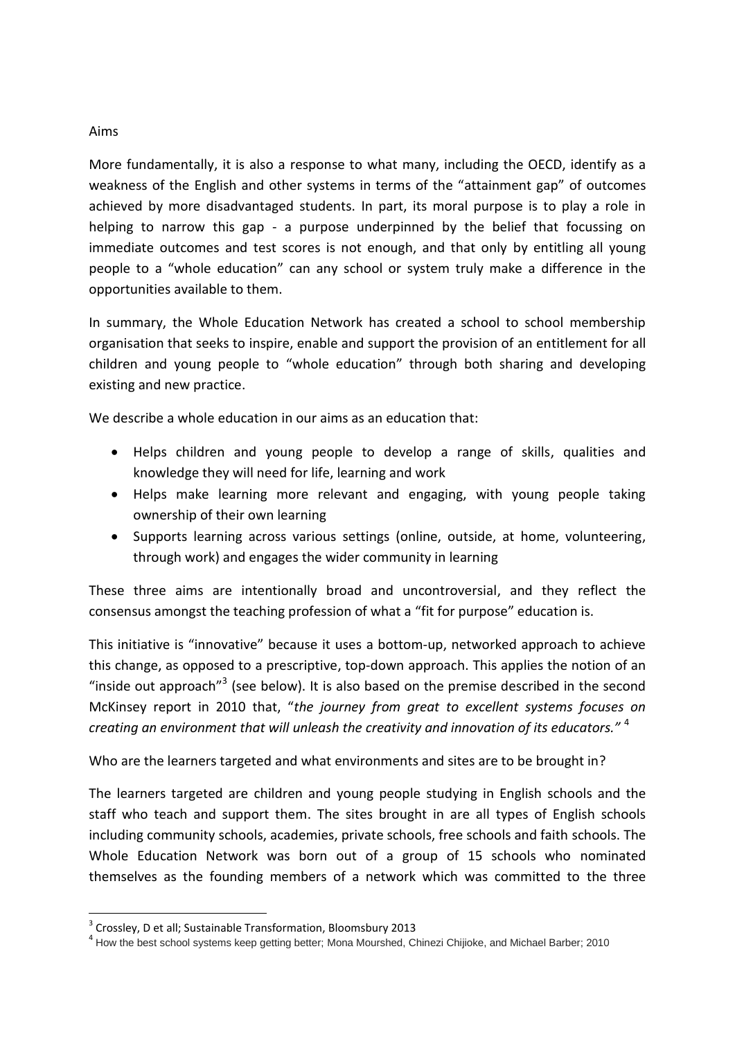Aims

More fundamentally, it is also a response to what many, including the OECD, identify as a weakness of the English and other systems in terms of the "attainment gap" of outcomes achieved by more disadvantaged students. In part, its moral purpose is to play a role in helping to narrow this gap - a purpose underpinned by the belief that focussing on immediate outcomes and test scores is not enough, and that only by entitling all young people to a "whole education" can any school or system truly make a difference in the opportunities available to them.

In summary, the Whole Education Network has created a school to school membership organisation that seeks to inspire, enable and support the provision of an entitlement for all children and young people to "whole education" through both sharing and developing existing and new practice.

We describe a whole education in our aims as an education that:

- Helps children and young people to develop a range of skills, qualities and knowledge they will need for life, learning and work
- Helps make learning more relevant and engaging, with young people taking ownership of their own learning
- Supports learning across various settings (online, outside, at home, volunteering, through work) and engages the wider community in learning

These three aims are intentionally broad and uncontroversial, and they reflect the consensus amongst the teaching profession of what a "fit for purpose" education is.

This initiative is "innovative" because it uses a bottom-up, networked approach to achieve this change, as opposed to a prescriptive, top-down approach. This applies the notion of an "inside out approach"[3] (see below). It is also based on the premise described in the second McKinsey report in 2010 that, "*the journey from great to excellent systems focuses on creating an environment that will unleash the creativity and innovation of its educators."* [4]

Who are the learners targeted and what environments and sites are to be brought in?

The learners targeted are children and young people studying in English schools and the staff who teach and support them. The sites brought in are all types of English schools including community schools, academies, private schools, free schools and faith schools. The Whole Education Network was born out of a group of 15 schools who nominated themselves as the founding members of a network which was committed to the three

[3] Crossley, D et all; Sustainable Transformation, Bloomsbury 2013

[4] How the best school systems keep getting better; Mona Mourshed, Chinezi Chijioke, and Michael Barber; 2010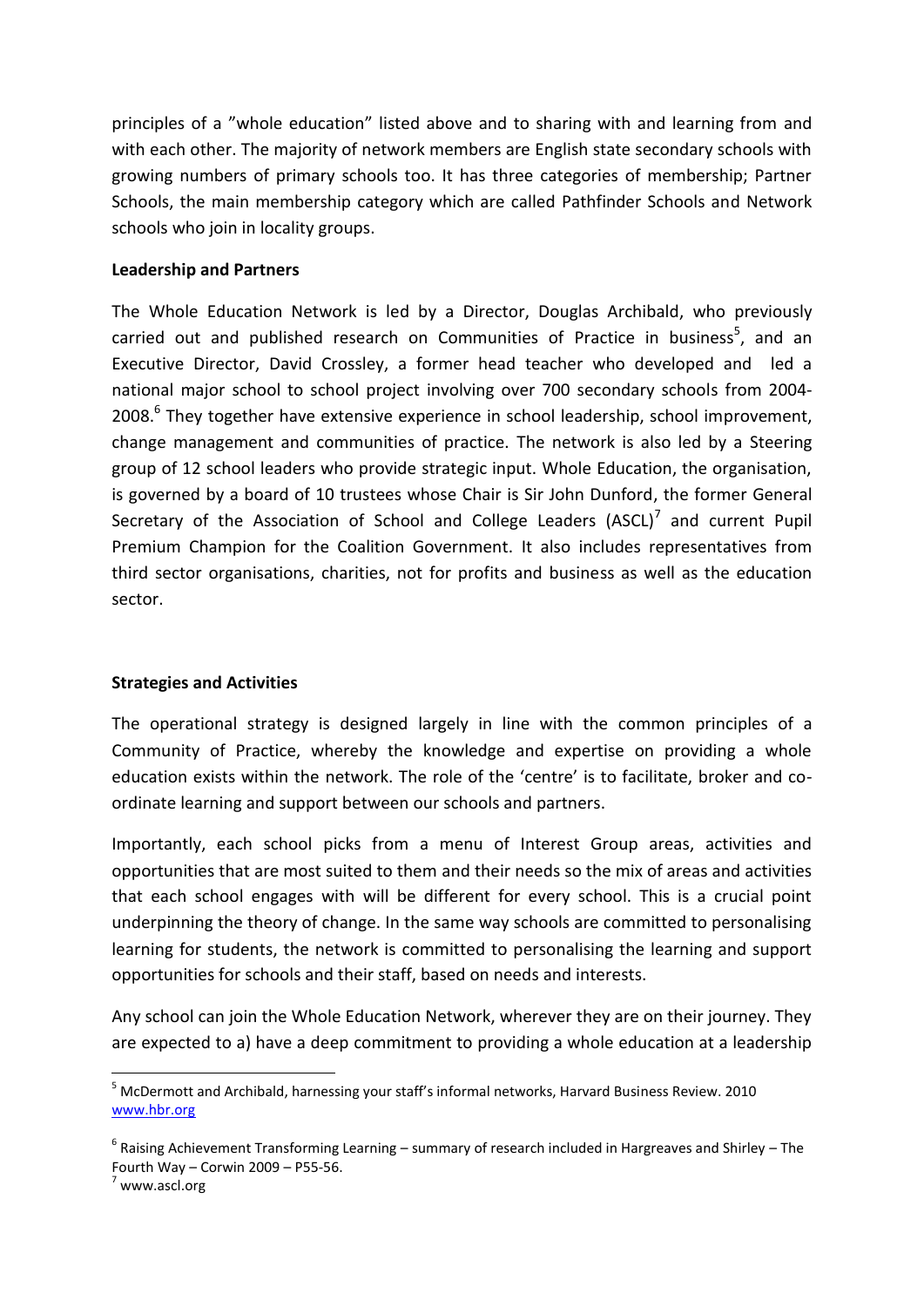principles of a "whole education" listed above and to sharing with and learning from and with each other. The majority of network members are English state secondary schools with growing numbers of primary schools too. It has three categories of membership; Partner Schools, the main membership category which are called Pathfinder Schools and Network schools who join in locality groups.

**Leadership and Partners**

The Whole Education Network is led by a Director, Douglas Archibald, who previously carried out and published research on Communities of Practice in business[5], and an Executive Director, David Crossley, a former head teacher who developed and led a national major school to school project involving over 700 secondary schools from 2004-2008.[6] They together have extensive experience in school leadership, school improvement, change management and communities of practice. The network is also led by a Steering group of 12 school leaders who provide strategic input. Whole Education, the organisation, is governed by a board of 10 trustees whose Chair is Sir John Dunford, the former General Secretary of the Association of School and College Leaders (ASCL)[7] and current Pupil Premium Champion for the Coalition Government. It also includes representatives from third sector organisations, charities, not for profits and business as well as the education sector.

**Strategies and Activities**

The operational strategy is designed largely in line with the common principles of a Community of Practice, whereby the knowledge and expertise on providing a whole education exists within the network. The role of the 'centre' is to facilitate, broker and co-ordinate learning and support between our schools and partners.

Importantly, each school picks from a menu of Interest Group areas, activities and opportunities that are most suited to them and their needs so the mix of areas and activities that each school engages with will be different for every school. This is a crucial point underpinning the theory of change. In the same way schools are committed to personalising learning for students, the network is committed to personalising the learning and support opportunities for schools and their staff, based on needs and interests.

Any school can join the Whole Education Network, wherever they are on their journey. They are expected to a) have a deep commitment to providing a whole education at a leadership

---

[5] McDermott and Archibald, harnessing your staff's informal networks, Harvard Business Review. 2010 www.hbr.org

[6] Raising Achievement Transforming Learning – summary of research included in Hargreaves and Shirley – The Fourth Way – Corwin 2009 – P55-56.

[7] www.ascl.org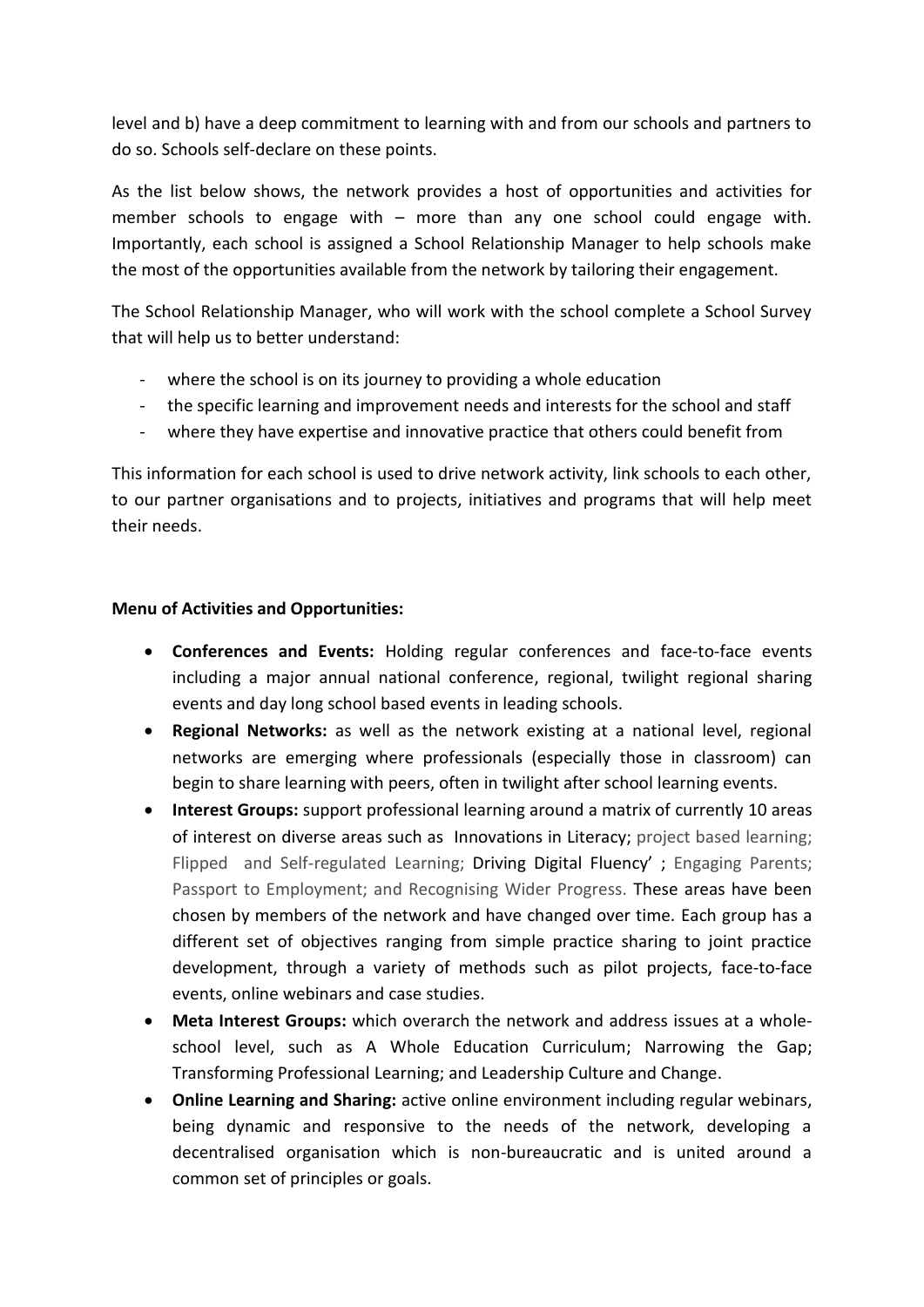level and b) have a deep commitment to learning with and from our schools and partners to do so. Schools self-declare on these points.

As the list below shows, the network provides a host of opportunities and activities for member schools to engage with – more than any one school could engage with. Importantly, each school is assigned a School Relationship Manager to help schools make the most of the opportunities available from the network by tailoring their engagement.

The School Relationship Manager, who will work with the school complete a School Survey that will help us to better understand:

- where the school is on its journey to providing a whole education
- the specific learning and improvement needs and interests for the school and staff
- where they have expertise and innovative practice that others could benefit from

This information for each school is used to drive network activity, link schools to each other, to our partner organisations and to projects, initiatives and programs that will help meet their needs.

**Menu of Activities and Opportunities:**

- **Conferences and Events:** Holding regular conferences and face-to-face events including a major annual national conference, regional, twilight regional sharing events and day long school based events in leading schools.
- **Regional Networks:** as well as the network existing at a national level, regional networks are emerging where professionals (especially those in classroom) can begin to share learning with peers, often in twilight after school learning events.
- **Interest Groups:** support professional learning around a matrix of currently 10 areas of interest on diverse areas such as Innovations in Literacy; project based learning; Flipped and Self-regulated Learning; Driving Digital Fluency' ; Engaging Parents; Passport to Employment; and Recognising Wider Progress. These areas have been chosen by members of the network and have changed over time. Each group has a different set of objectives ranging from simple practice sharing to joint practice development, through a variety of methods such as pilot projects, face-to-face events, online webinars and case studies.
- **Meta Interest Groups:** which overarch the network and address issues at a whole-school level, such as A Whole Education Curriculum; Narrowing the Gap; Transforming Professional Learning; and Leadership Culture and Change.
- **Online Learning and Sharing:** active online environment including regular webinars, being dynamic and responsive to the needs of the network, developing a decentralised organisation which is non-bureaucratic and is united around a common set of principles or goals.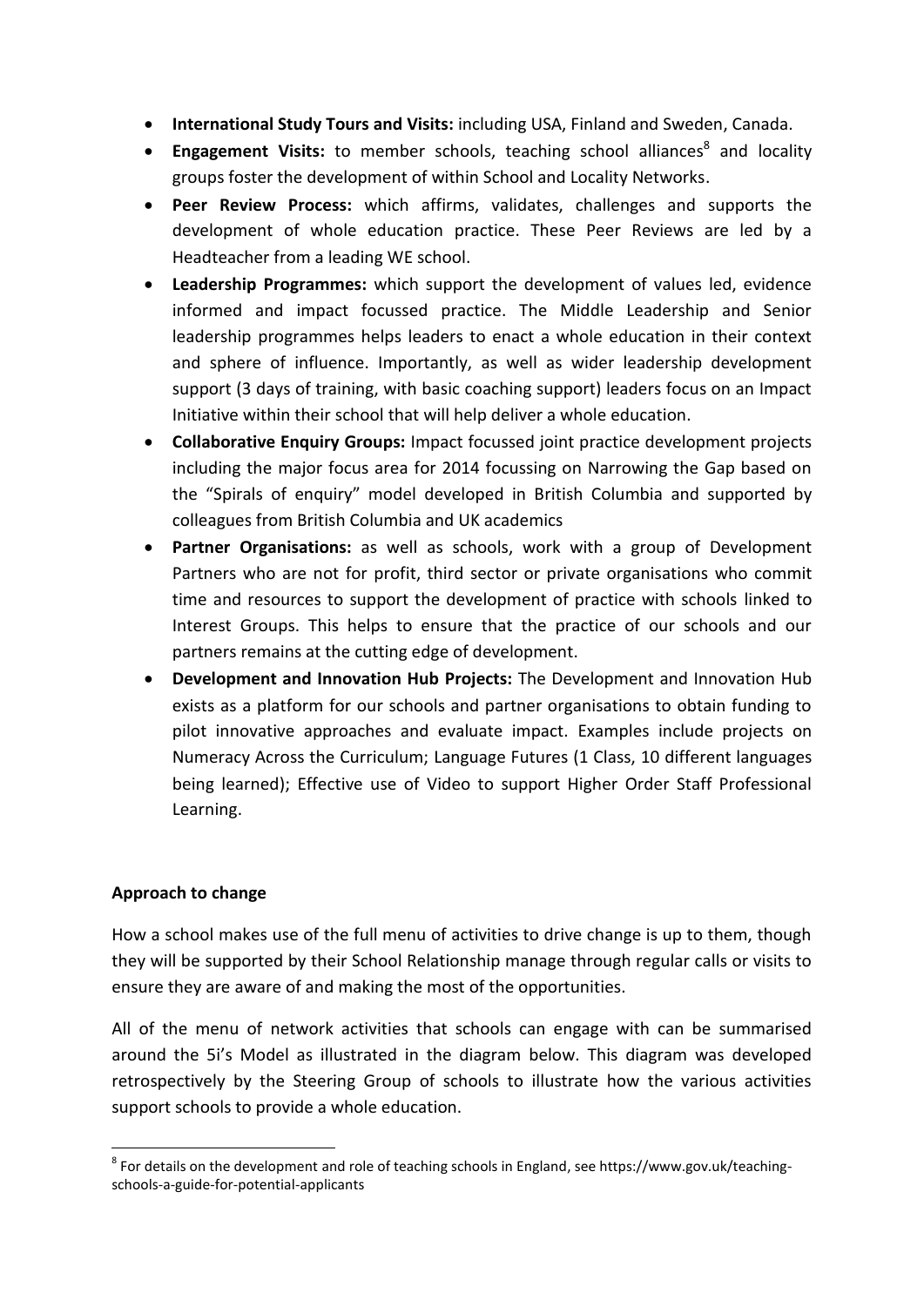- **International Study Tours and Visits:** including USA, Finland and Sweden, Canada.
- **Engagement Visits:** to member schools, teaching school alliances[8] and locality groups foster the development of within School and Locality Networks.
- **Peer Review Process:** which affirms, validates, challenges and supports the development of whole education practice. These Peer Reviews are led by a Headteacher from a leading WE school.
- **Leadership Programmes:** which support the development of values led, evidence informed and impact focussed practice. The Middle Leadership and Senior leadership programmes helps leaders to enact a whole education in their context and sphere of influence. Importantly, as well as wider leadership development support (3 days of training, with basic coaching support) leaders focus on an Impact Initiative within their school that will help deliver a whole education.
- **Collaborative Enquiry Groups:** Impact focussed joint practice development projects including the major focus area for 2014 focussing on Narrowing the Gap based on the "Spirals of enquiry" model developed in British Columbia and supported by colleagues from British Columbia and UK academics
- **Partner Organisations:** as well as schools, work with a group of Development Partners who are not for profit, third sector or private organisations who commit time and resources to support the development of practice with schools linked to Interest Groups. This helps to ensure that the practice of our schools and our partners remains at the cutting edge of development.
- **Development and Innovation Hub Projects:** The Development and Innovation Hub exists as a platform for our schools and partner organisations to obtain funding to pilot innovative approaches and evaluate impact. Examples include projects on Numeracy Across the Curriculum; Language Futures (1 Class, 10 different languages being learned); Effective use of Video to support Higher Order Staff Professional Learning.

**Approach to change**

How a school makes use of the full menu of activities to drive change is up to them, though they will be supported by their School Relationship manage through regular calls or visits to ensure they are aware of and making the most of the opportunities.

All of the menu of network activities that schools can engage with can be summarised around the 5i's Model as illustrated in the diagram below. This diagram was developed retrospectively by the Steering Group of schools to illustrate how the various activities support schools to provide a whole education.

[8] For details on the development and role of teaching schools in England, see https://www.gov.uk/teaching-schools-a-guide-for-potential-applicants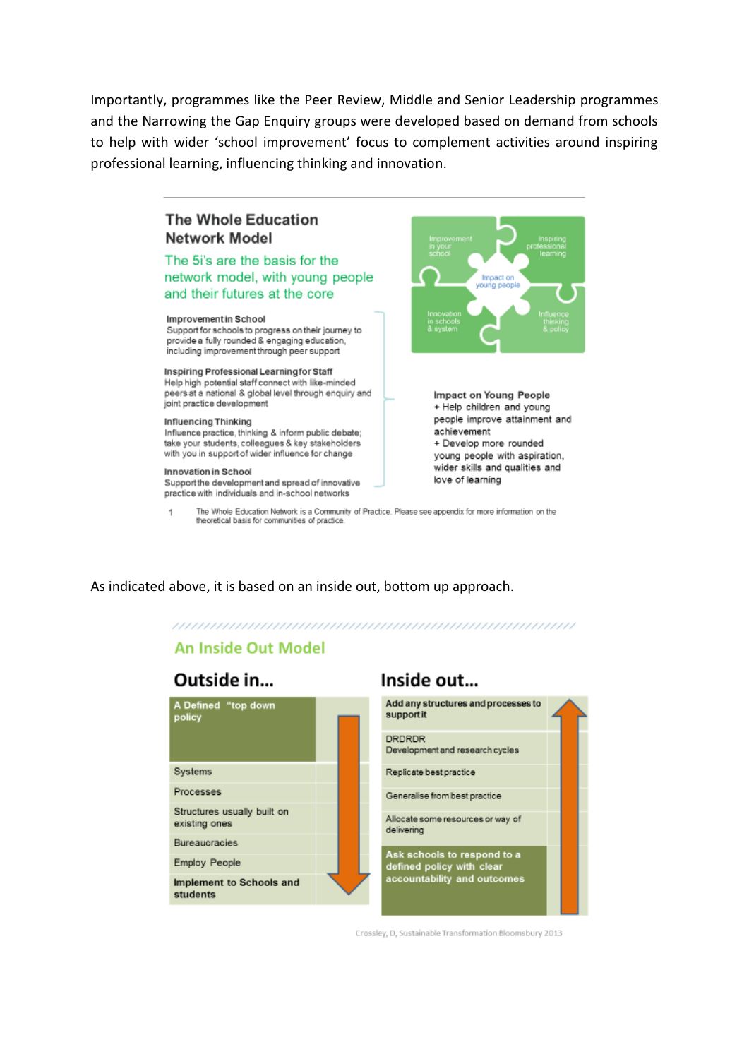Importantly, programmes like the Peer Review, Middle and Senior Leadership programmes and the Narrowing the Gap Enquiry groups were developed based on demand from schools to help with wider 'school improvement' focus to complement activities around inspiring professional learning, influencing thinking and innovation.

## The Whole Education Network Model

The 5i's are the basis for the network model, with young people and their futures at the core

**Improvement in School**
Support for schools to progress on their journey to provide a fully rounded & engaging education, including improvement through peer support

**Inspiring Professional Learning for Staff**
Help high potential staff connect with like-minded peers at a national & global level through enquiry and joint practice development

**Influencing Thinking**
Influence practice, thinking & inform public debate; take your students, colleagues & key stakeholders with you in support of wider influence for change

**Innovation in School**
Support the development and spread of innovative practice with individuals and in-school networks

Improvement in your school | Inspiring professional learning | Impact on young people | Innovation in schools & system | Influence thinking & policy

**Impact on Young People**
+ Help children and young people improve attainment and achievement
+ Develop more rounded young people with aspiration, wider skills and qualities and love of learning

1 The Whole Education Network is a Community of Practice. Please see appendix for more information on the theoretical basis for communities of practice.

As indicated above, it is based on an inside out, bottom up approach.

## An Inside Out Model

| Outside in... | Inside out... |
|---|---|
| A Defined "top down policy | Add any structures and processes to support it |
| Systems | DRDRDR Development and research cycles |
| Processes | Replicate best practice |
| Structures usually built on existing ones | Generalise from best practice |
| Bureaucracies | Allocate some resources or way of delivering |
| Employ People | Ask schools to respond to a defined policy with clear accountability and outcomes |
| Implement to Schools and students | |

Crossley, D, Sustainable Transformation Bloomsbury 2013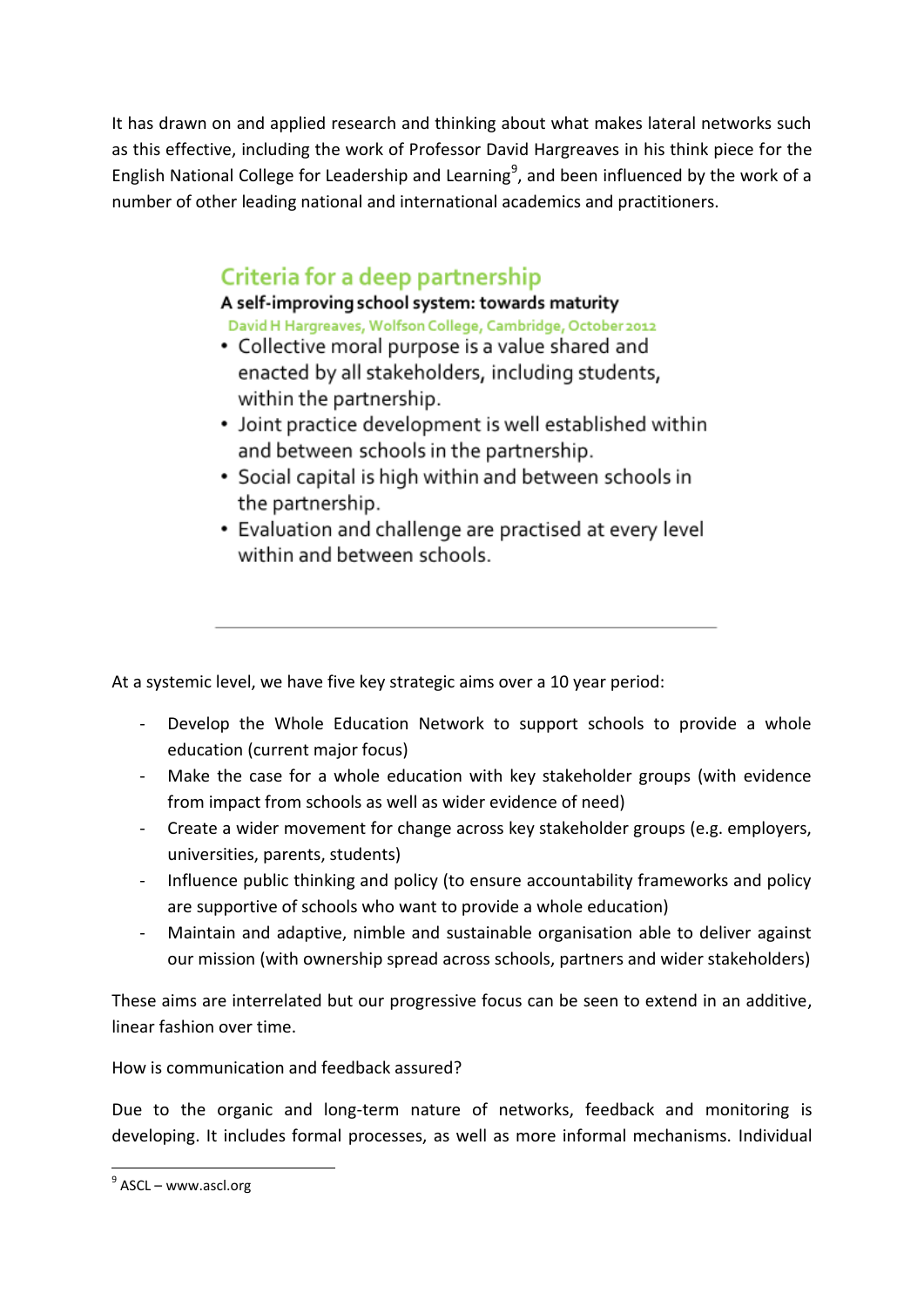It has drawn on and applied research and thinking about what makes lateral networks such as this effective, including the work of Professor David Hargreaves in his think piece for the English National College for Leadership and Learning[9], and been influenced by the work of a number of other leading national and international academics and practitioners.

### Criteria for a deep partnership

**A self-improving school system: towards maturity**

David H Hargreaves, Wolfson College, Cambridge, October 2012

- Collective moral purpose is a value shared and enacted by all stakeholders, including students, within the partnership.
- Joint practice development is well established within and between schools in the partnership.
- Social capital is high within and between schools in the partnership.
- Evaluation and challenge are practised at every level within and between schools.

---

At a systemic level, we have five key strategic aims over a 10 year period:

- Develop the Whole Education Network to support schools to provide a whole education (current major focus)
- Make the case for a whole education with key stakeholder groups (with evidence from impact from schools as well as wider evidence of need)
- Create a wider movement for change across key stakeholder groups (e.g. employers, universities, parents, students)
- Influence public thinking and policy (to ensure accountability frameworks and policy are supportive of schools who want to provide a whole education)
- Maintain and adaptive, nimble and sustainable organisation able to deliver against our mission (with ownership spread across schools, partners and wider stakeholders)

These aims are interrelated but our progressive focus can be seen to extend in an additive, linear fashion over time.

How is communication and feedback assured?

Due to the organic and long-term nature of networks, feedback and monitoring is developing. It includes formal processes, as well as more informal mechanisms. Individual

[9] ASCL – www.ascl.org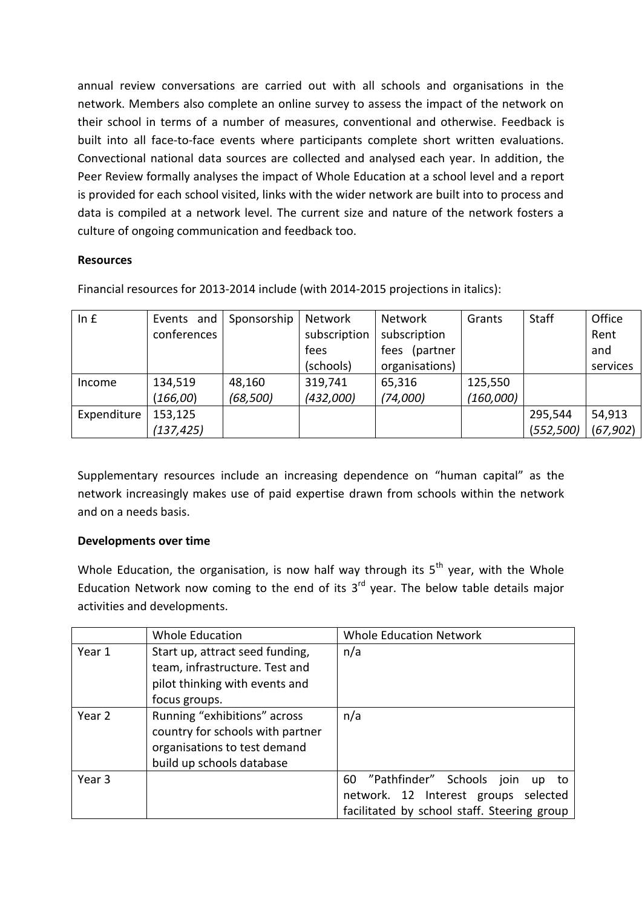annual review conversations are carried out with all schools and organisations in the network. Members also complete an online survey to assess the impact of the network on their school in terms of a number of measures, conventional and otherwise. Feedback is built into all face-to-face events where participants complete short written evaluations. Convectional national data sources are collected and analysed each year. In addition, the Peer Review formally analyses the impact of Whole Education at a school level and a report is provided for each school visited, links with the wider network are built into to process and data is compiled at a network level. The current size and nature of the network fosters a culture of ongoing communication and feedback too.

**Resources**

Financial resources for 2013-2014 include (with 2014-2015 projections in italics):

| In £ | Events and conferences | Sponsorship | Network subscription fees (schools) | Network subscription fees (partner organisations) | Grants | Staff | Office Rent and services |
|---|---|---|---|---|---|---|---|
| Income | 134,519 (*166,00*) | 48,160 *(68,500)* | 319,741 *(432,000)* | 65,316 *(74,000)* | 125,550 *(160,000)* | | |
| Expenditure | 153,125 *(137,425)* | | | | | 295,544 (*552,500*) | 54,913 (*67,902*) |

Supplementary resources include an increasing dependence on "human capital" as the network increasingly makes use of paid expertise drawn from schools within the network and on a needs basis.

**Developments over time**

Whole Education, the organisation, is now half way through its 5th year, with the Whole Education Network now coming to the end of its 3rd year. The below table details major activities and developments.

| | Whole Education | Whole Education Network |
|---|---|---|
| Year 1 | Start up, attract seed funding, team, infrastructure. Test and pilot thinking with events and focus groups. | n/a |
| Year 2 | Running "exhibitions" across country for schools with partner organisations to test demand build up schools database | n/a |
| Year 3 | | 60 "Pathfinder" Schools join up to network. 12 Interest groups selected facilitated by school staff. Steering group |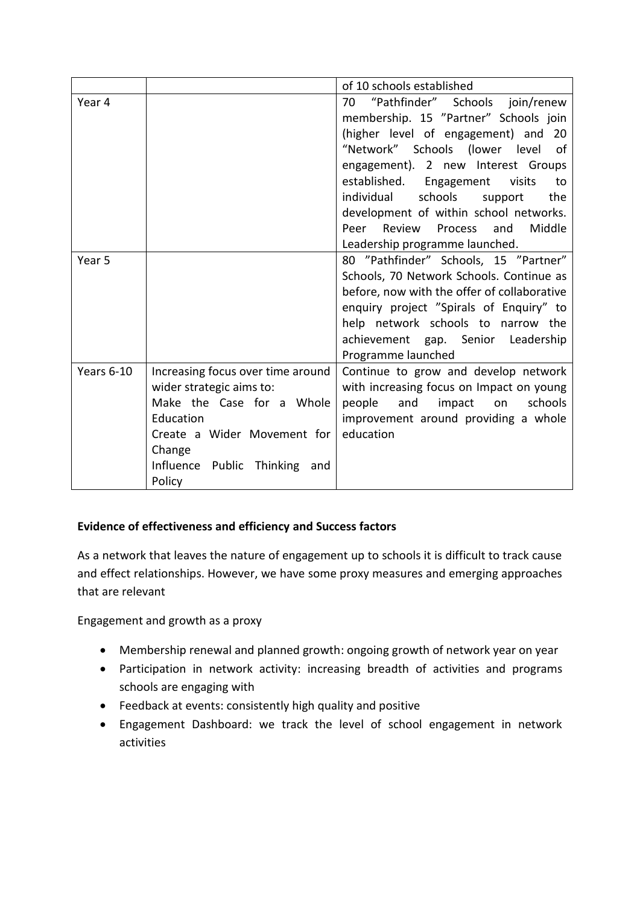| | | of 10 schools established |
|---|---|---|
| Year 4 | | 70 "Pathfinder" Schools join/renew membership. 15 "Partner" Schools join (higher level of engagement) and 20 "Network" Schools (lower level of engagement). 2 new Interest Groups established. Engagement visits to individual schools support the development of within school networks. Peer Review Process and Middle Leadership programme launched. |
| Year 5 | | 80 "Pathfinder" Schools, 15 "Partner" Schools, 70 Network Schools. Continue as before, now with the offer of collaborative enquiry project "Spirals of Enquiry" to help network schools to narrow the achievement gap. Senior Leadership Programme launched |
| Years 6-10 | Increasing focus over time around wider strategic aims to:<br>Make the Case for a Whole Education<br>Create a Wider Movement for Change<br>Influence Public Thinking and Policy | Continue to grow and develop network with increasing focus on Impact on young people and impact on schools improvement around providing a whole education |

**Evidence of effectiveness and efficiency and Success factors**

As a network that leaves the nature of engagement up to schools it is difficult to track cause and effect relationships. However, we have some proxy measures and emerging approaches that are relevant

Engagement and growth as a proxy

- Membership renewal and planned growth: ongoing growth of network year on year
- Participation in network activity: increasing breadth of activities and programs schools are engaging with
- Feedback at events: consistently high quality and positive
- Engagement Dashboard: we track the level of school engagement in network activities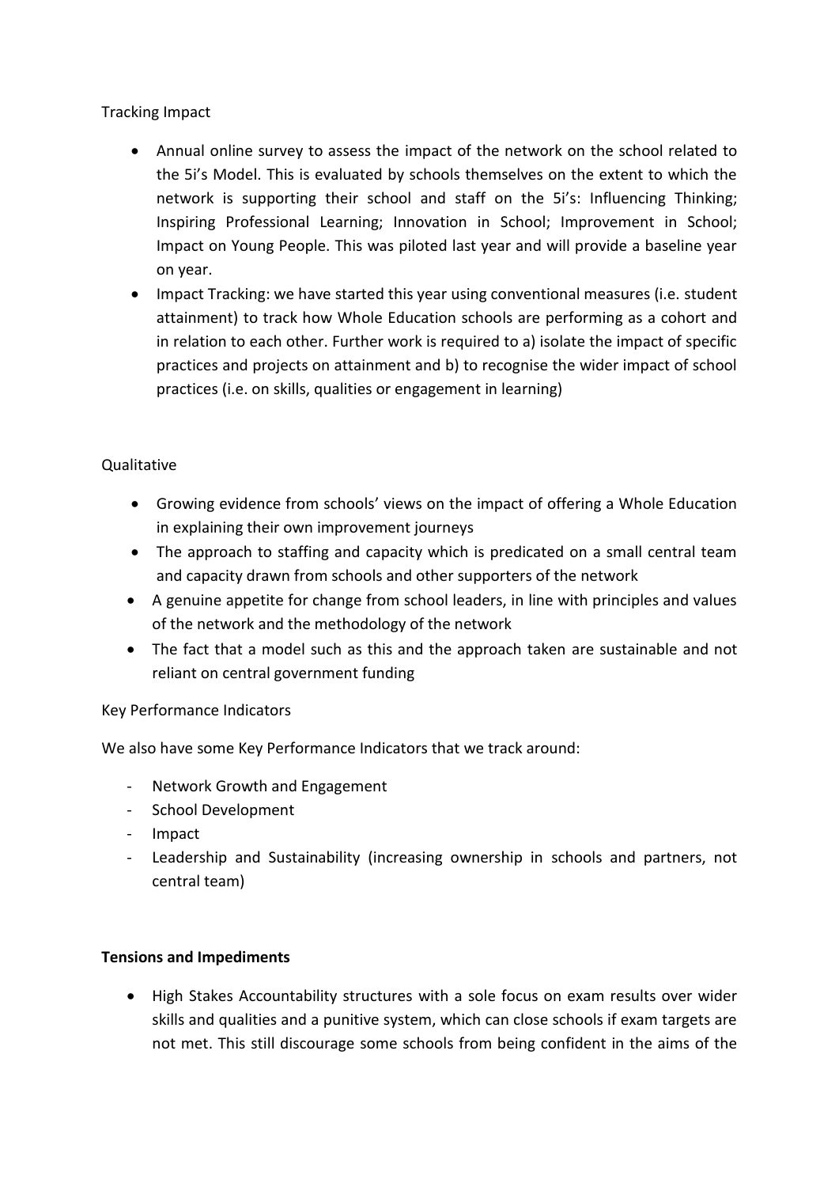Tracking Impact

- Annual online survey to assess the impact of the network on the school related to the 5i's Model. This is evaluated by schools themselves on the extent to which the network is supporting their school and staff on the 5i's: Influencing Thinking; Inspiring Professional Learning; Innovation in School; Improvement in School; Impact on Young People. This was piloted last year and will provide a baseline year on year.
- Impact Tracking: we have started this year using conventional measures (i.e. student attainment) to track how Whole Education schools are performing as a cohort and in relation to each other. Further work is required to a) isolate the impact of specific practices and projects on attainment and b) to recognise the wider impact of school practices (i.e. on skills, qualities or engagement in learning)

Qualitative

- Growing evidence from schools' views on the impact of offering a Whole Education in explaining their own improvement journeys
- The approach to staffing and capacity which is predicated on a small central team and capacity drawn from schools and other supporters of the network
- A genuine appetite for change from school leaders, in line with principles and values of the network and the methodology of the network
- The fact that a model such as this and the approach taken are sustainable and not reliant on central government funding

Key Performance Indicators

We also have some Key Performance Indicators that we track around:

- Network Growth and Engagement
- School Development
- Impact
- Leadership and Sustainability (increasing ownership in schools and partners, not central team)

**Tensions and Impediments**

- High Stakes Accountability structures with a sole focus on exam results over wider skills and qualities and a punitive system, which can close schools if exam targets are not met. This still discourage some schools from being confident in the aims of the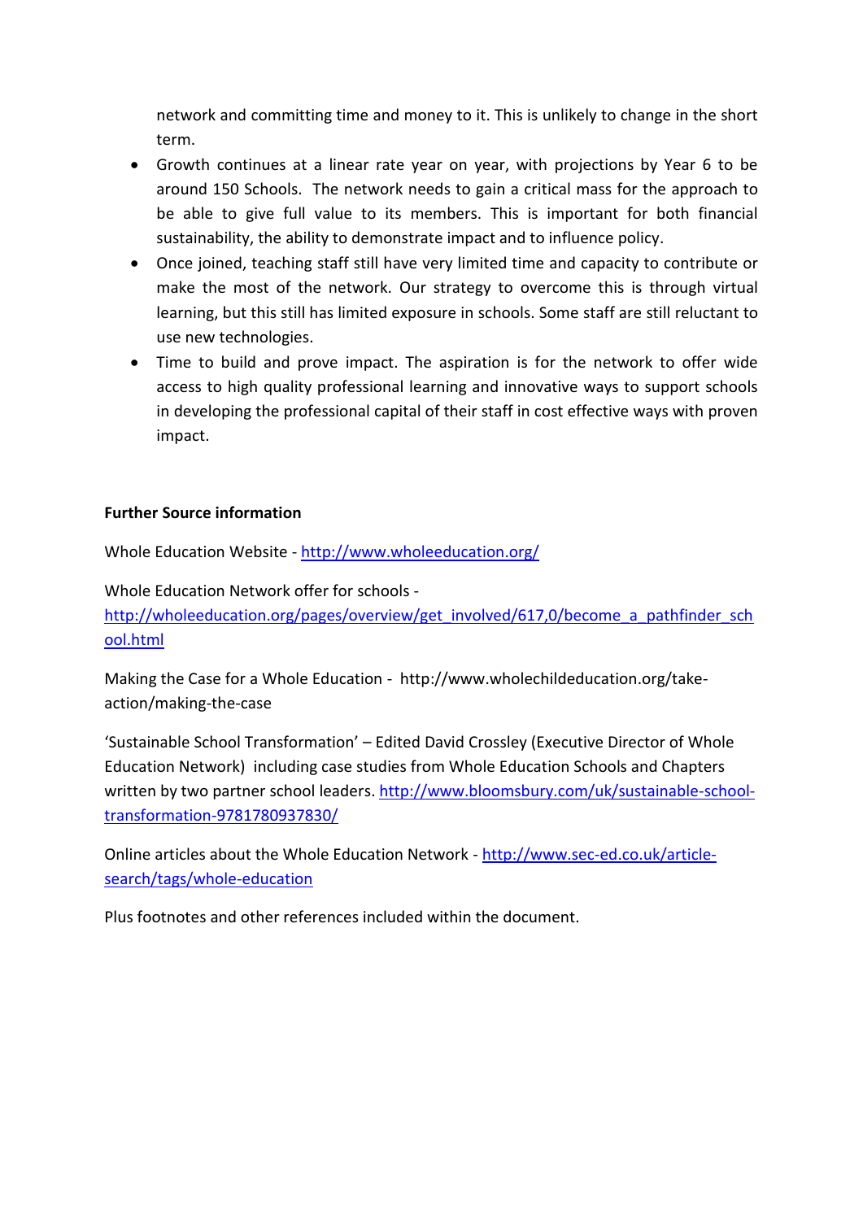network and committing time and money to it. This is unlikely to change in the short term.

- Growth continues at a linear rate year on year, with projections by Year 6 to be around 150 Schools. The network needs to gain a critical mass for the approach to be able to give full value to its members. This is important for both financial sustainability, the ability to demonstrate impact and to influence policy.
- Once joined, teaching staff still have very limited time and capacity to contribute or make the most of the network. Our strategy to overcome this is through virtual learning, but this still has limited exposure in schools. Some staff are still reluctant to use new technologies.
- Time to build and prove impact. The aspiration is for the network to offer wide access to high quality professional learning and innovative ways to support schools in developing the professional capital of their staff in cost effective ways with proven impact.

**Further Source information**

Whole Education Website - [http://www.wholeeducation.org/](http://www.wholeeducation.org/)

Whole Education Network offer for schools - [http://wholeeducation.org/pages/overview/get_involved/617,0/become_a_pathfinder_school.html](http://wholeeducation.org/pages/overview/get_involved/617,0/become_a_pathfinder_school.html)

Making the Case for a Whole Education - http://www.wholechildeducation.org/take-action/making-the-case

'Sustainable School Transformation' – Edited David Crossley (Executive Director of Whole Education Network) including case studies from Whole Education Schools and Chapters written by two partner school leaders. [http://www.bloomsbury.com/uk/sustainable-school-transformation-9781780937830/](http://www.bloomsbury.com/uk/sustainable-school-transformation-9781780937830/)

Online articles about the Whole Education Network - [http://www.sec-ed.co.uk/article-search/tags/whole-education](http://www.sec-ed.co.uk/article-search/tags/whole-education)

Plus footnotes and other references included within the document.